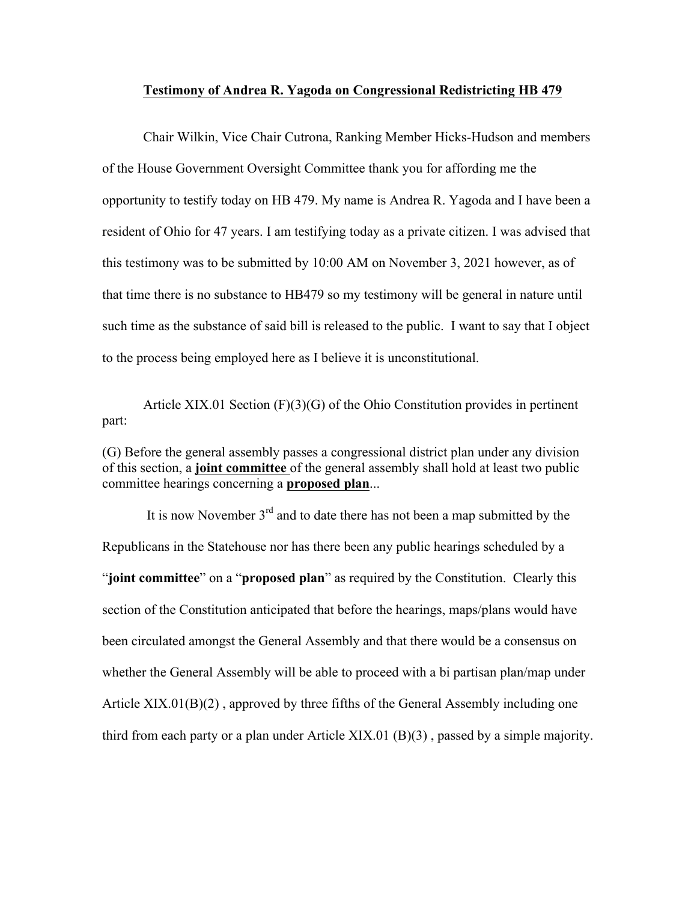# **Testimony of Andrea R. Yagoda on Congressional Redistricting HB 479**

Chair Wilkin, Vice Chair Cutrona, Ranking Member Hicks-Hudson and members of the House Government Oversight Committee thank you for affording me the opportunity to testify today on HB 479. My name is Andrea R. Yagoda and I have been a resident of Ohio for 47 years. I am testifying today as a private citizen. I was advised that this testimony was to be submitted by 10:00 AM on November 3, 2021 however, as of that time there is no substance to HB479 so my testimony will be general in nature until such time as the substance of said bill is released to the public. I want to say that I object to the process being employed here as I believe it is unconstitutional.

Article XIX.01 Section (F)(3)(G) of the Ohio Constitution provides in pertinent part:

(G) Before the general assembly passes a congressional district plan under any division of this section, a **joint committee** of the general assembly shall hold at least two public committee hearings concerning a **proposed plan**...

It is now November 3rd and to date there has not been a map submitted by the Republicans in the Statehouse nor has there been any public hearings scheduled by a "**joint committee**" on a "**proposed plan**" as required by the Constitution. Clearly this section of the Constitution anticipated that before the hearings, maps/plans would have been circulated amongst the General Assembly and that there would be a consensus on whether the General Assembly will be able to proceed with a bi partisan plan/map under Article XIX.01(B)(2) , approved by three fifths of the General Assembly including one third from each party or a plan under Article XIX.01 (B)(3) , passed by a simple majority.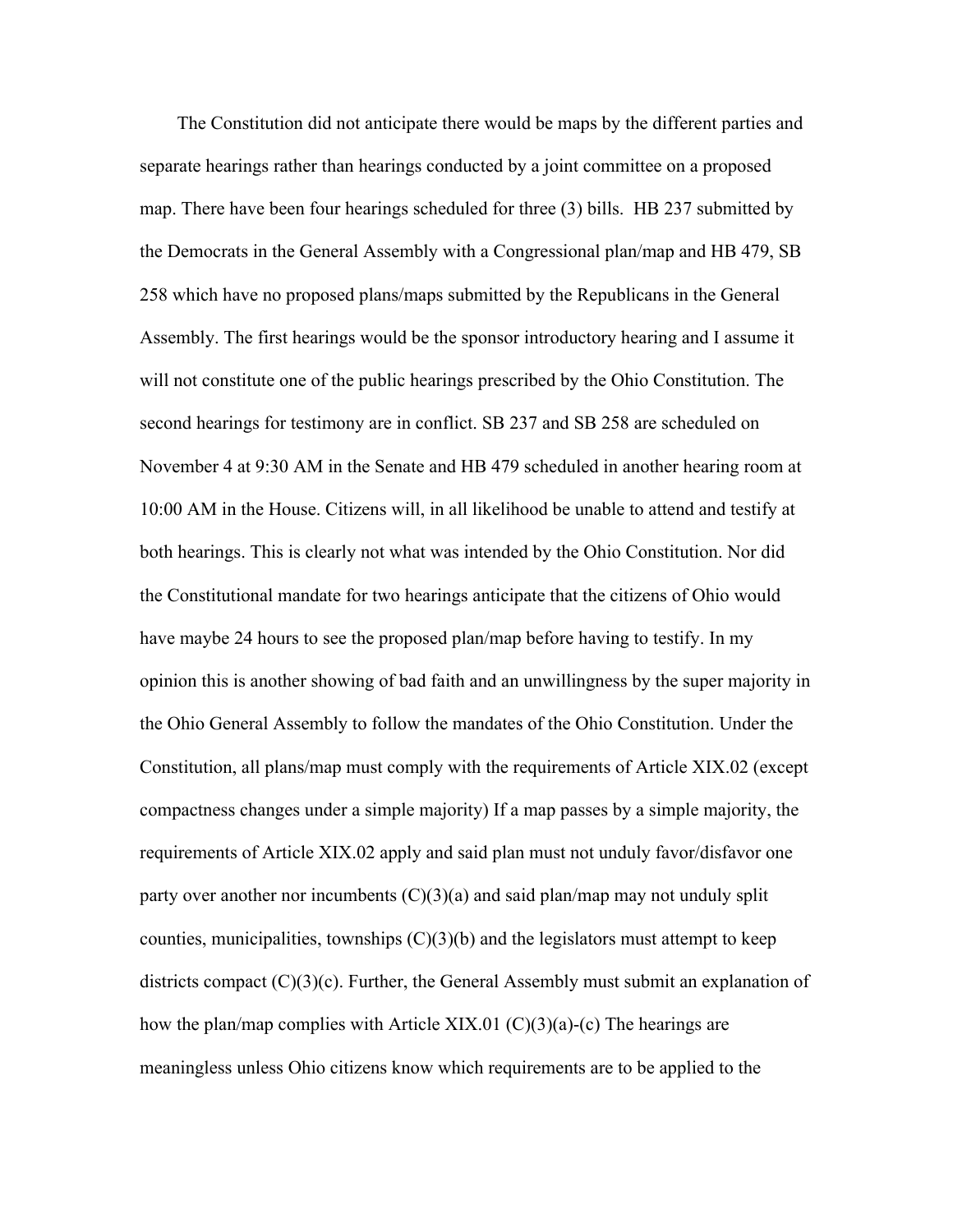The Constitution did not anticipate there would be maps by the different parties and separate hearings rather than hearings conducted by a joint committee on a proposed map. There have been four hearings scheduled for three (3) bills. HB 237 submitted by the Democrats in the General Assembly with a Congressional plan/map and HB 479, SB 258 which have no proposed plans/maps submitted by the Republicans in the General Assembly. The first hearings would be the sponsor introductory hearing and I assume it will not constitute one of the public hearings prescribed by the Ohio Constitution. The second hearings for testimony are in conflict. SB 237 and SB 258 are scheduled on November 4 at 9:30 AM in the Senate and HB 479 scheduled in another hearing room at 10:00 AM in the House. Citizens will, in all likelihood be unable to attend and testify at both hearings. This is clearly not what was intended by the Ohio Constitution. Nor did the Constitutional mandate for two hearings anticipate that the citizens of Ohio would have maybe 24 hours to see the proposed plan/map before having to testify. In my opinion this is another showing of bad faith and an unwillingness by the super majority in the Ohio General Assembly to follow the mandates of the Ohio Constitution. Under the Constitution, all plans/map must comply with the requirements of Article XIX.02 (except compactness changes under a simple majority) If a map passes by a simple majority, the requirements of Article XIX.02 apply and said plan must not unduly favor/disfavor one party over another nor incumbents (C)(3)(a) and said plan/map may not unduly split counties, municipalities, townships (C)(3)(b) and the legislators must attempt to keep districts compact (C)(3)(c). Further, the General Assembly must submit an explanation of how the plan/map complies with Article XIX.01 (C)(3)(a)-(c) The hearings are meaningless unless Ohio citizens know which requirements are to be applied to the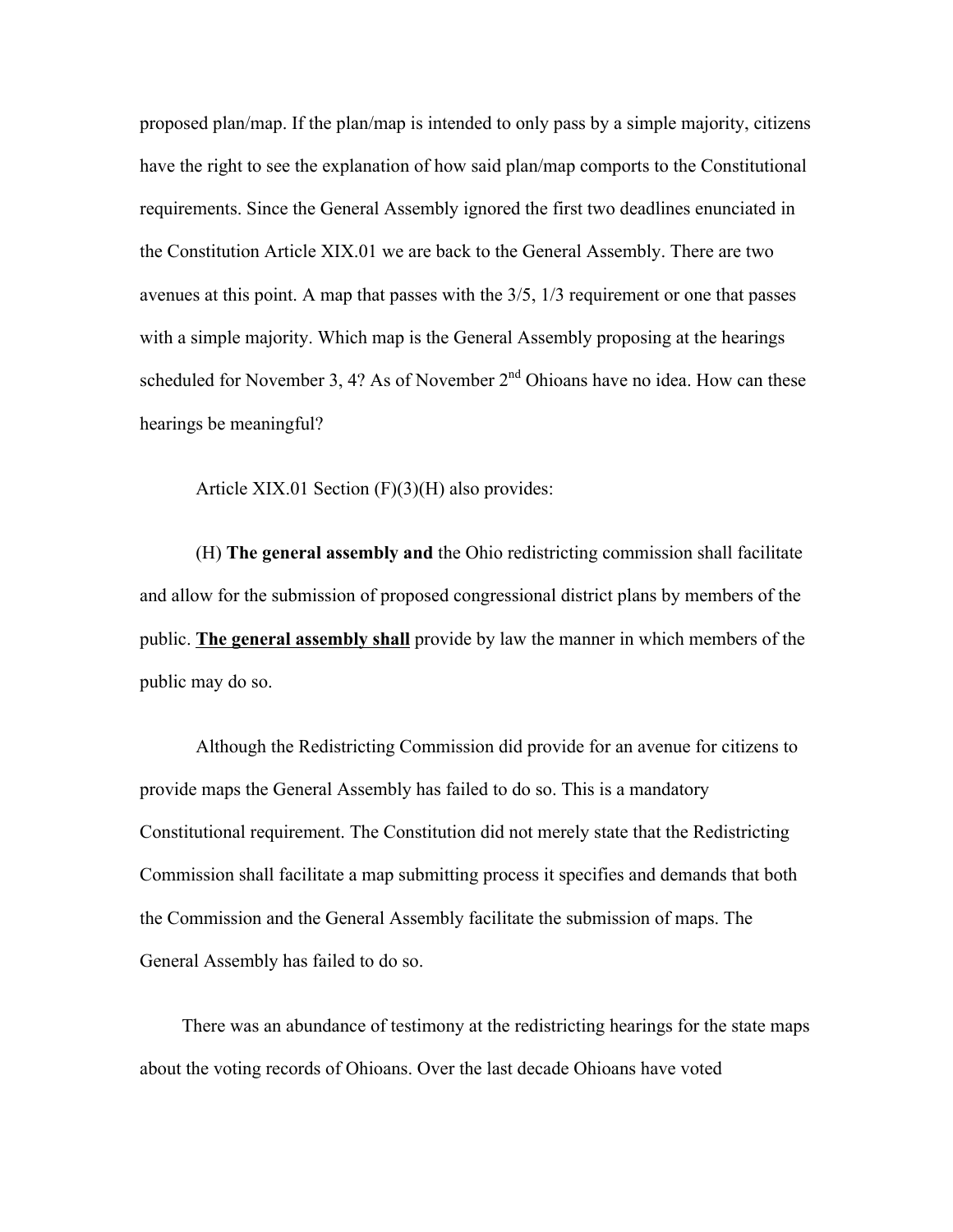proposed plan/map. If the plan/map is intended to only pass by a simple majority, citizens have the right to see the explanation of how said plan/map comports to the Constitutional requirements. Since the General Assembly ignored the first two deadlines enunciated in the Constitution Article XIX.01 we are back to the General Assembly. There are two avenues at this point. A map that passes with the 3/5, 1/3 requirement or one that passes with a simple majority. Which map is the General Assembly proposing at the hearings scheduled for November 3, 4? As of November 2nd Ohioans have no idea. How can these hearings be meaningful?

Article XIX.01 Section (F)(3)(H) also provides:

(H) **The general assembly and** the Ohio redistricting commission shall facilitate and allow for the submission of proposed congressional district plans by members of the public. **<u>The general assembly shall</u>** provide by law the manner in which members of the public may do so.

Although the Redistricting Commission did provide for an avenue for citizens to provide maps the General Assembly has failed to do so. This is a mandatory Constitutional requirement. The Constitution did not merely state that the Redistricting Commission shall facilitate a map submitting process it specifies and demands that both the Commission and the General Assembly facilitate the submission of maps. The General Assembly has failed to do so.

There was an abundance of testimony at the redistricting hearings for the state maps about the voting records of Ohioans. Over the last decade Ohioans have voted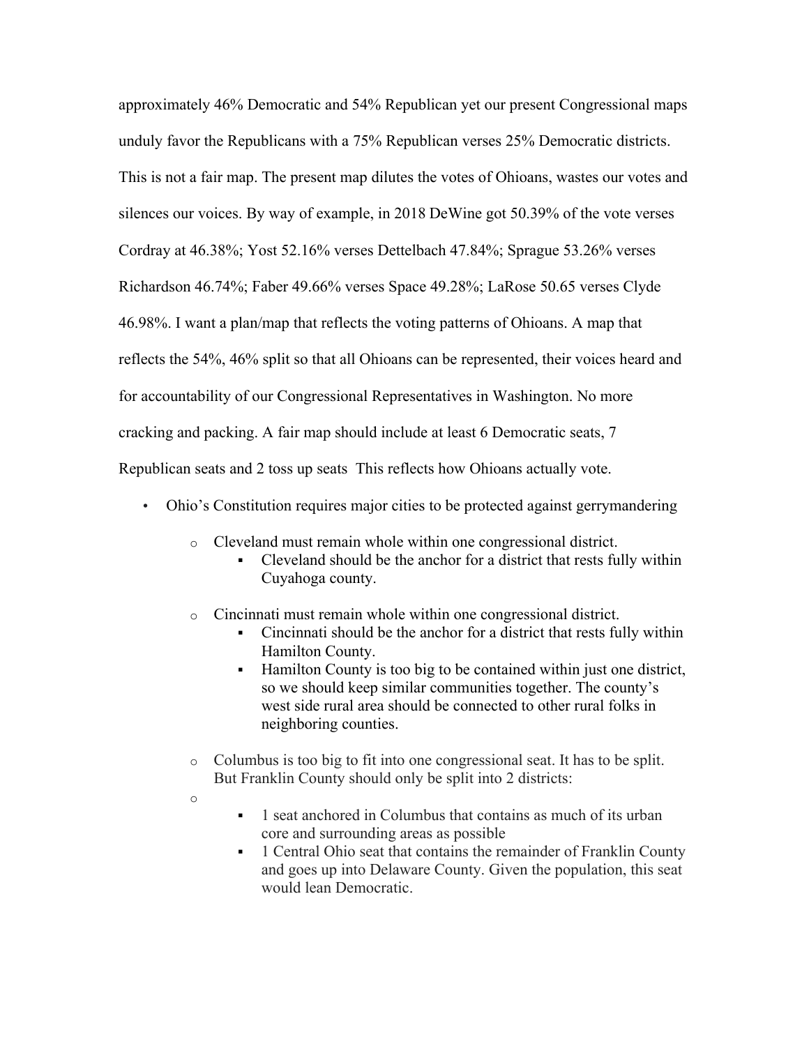approximately 46% Democratic and 54% Republican yet our present Congressional maps unduly favor the Republicans with a 75% Republican verses 25% Democratic districts. This is not a fair map. The present map dilutes the votes of Ohioans, wastes our votes and silences our voices. By way of example, in 2018 DeWine got 50.39% of the vote verses Cordray at 46.38%; Yost 52.16% verses Dettelbach 47.84%; Sprague 53.26% verses Richardson 46.74%; Faber 49.66% verses Space 49.28%; LaRose 50.65 verses Clyde 46.98%. I want a plan/map that reflects the voting patterns of Ohioans. A map that reflects the 54%, 46% split so that all Ohioans can be represented, their voices heard and for accountability of our Congressional Representatives in Washington. No more cracking and packing. A fair map should include at least 6 Democratic seats, 7 Republican seats and 2 toss up seats This reflects how Ohioans actually vote.

- Ohio's Constitution requires major cities to be protected against gerrymandering
  - Cleveland must remain whole within one congressional district.
    - Cleveland should be the anchor for a district that rests fully within Cuyahoga county.
  - Cincinnati must remain whole within one congressional district.
    - Cincinnati should be the anchor for a district that rests fully within Hamilton County.
    - Hamilton County is too big to be contained within just one district, so we should keep similar communities together. The county's west side rural area should be connected to other rural folks in neighboring counties.
  - Columbus is too big to fit into one congressional seat. It has to be split. But Franklin County should only be split into 2 districts:
  - 
    - 1 seat anchored in Columbus that contains as much of its urban core and surrounding areas as possible
    - 1 Central Ohio seat that contains the remainder of Franklin County and goes up into Delaware County. Given the population, this seat would lean Democratic.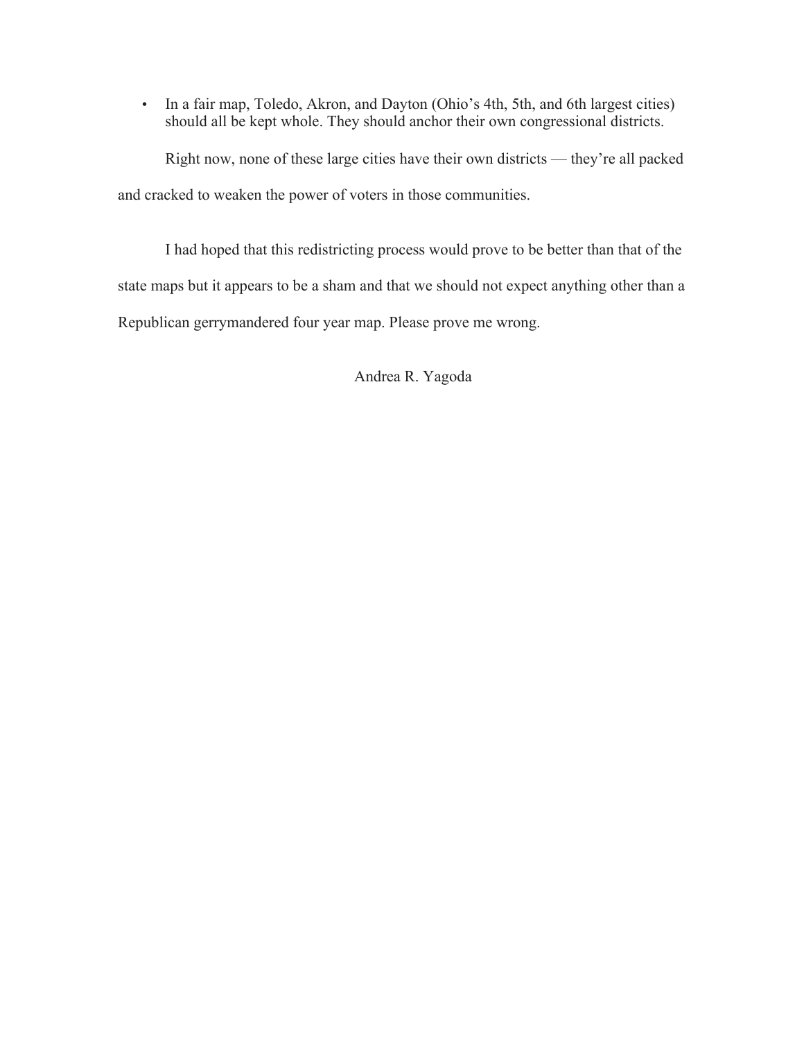- In a fair map, Toledo, Akron, and Dayton (Ohio's 4th, 5th, and 6th largest cities) should all be kept whole. They should anchor their own congressional districts.

Right now, none of these large cities have their own districts — they're all packed and cracked to weaken the power of voters in those communities.

I had hoped that this redistricting process would prove to be better than that of the state maps but it appears to be a sham and that we should not expect anything other than a Republican gerrymandered four year map. Please prove me wrong.

Andrea R. Yagoda